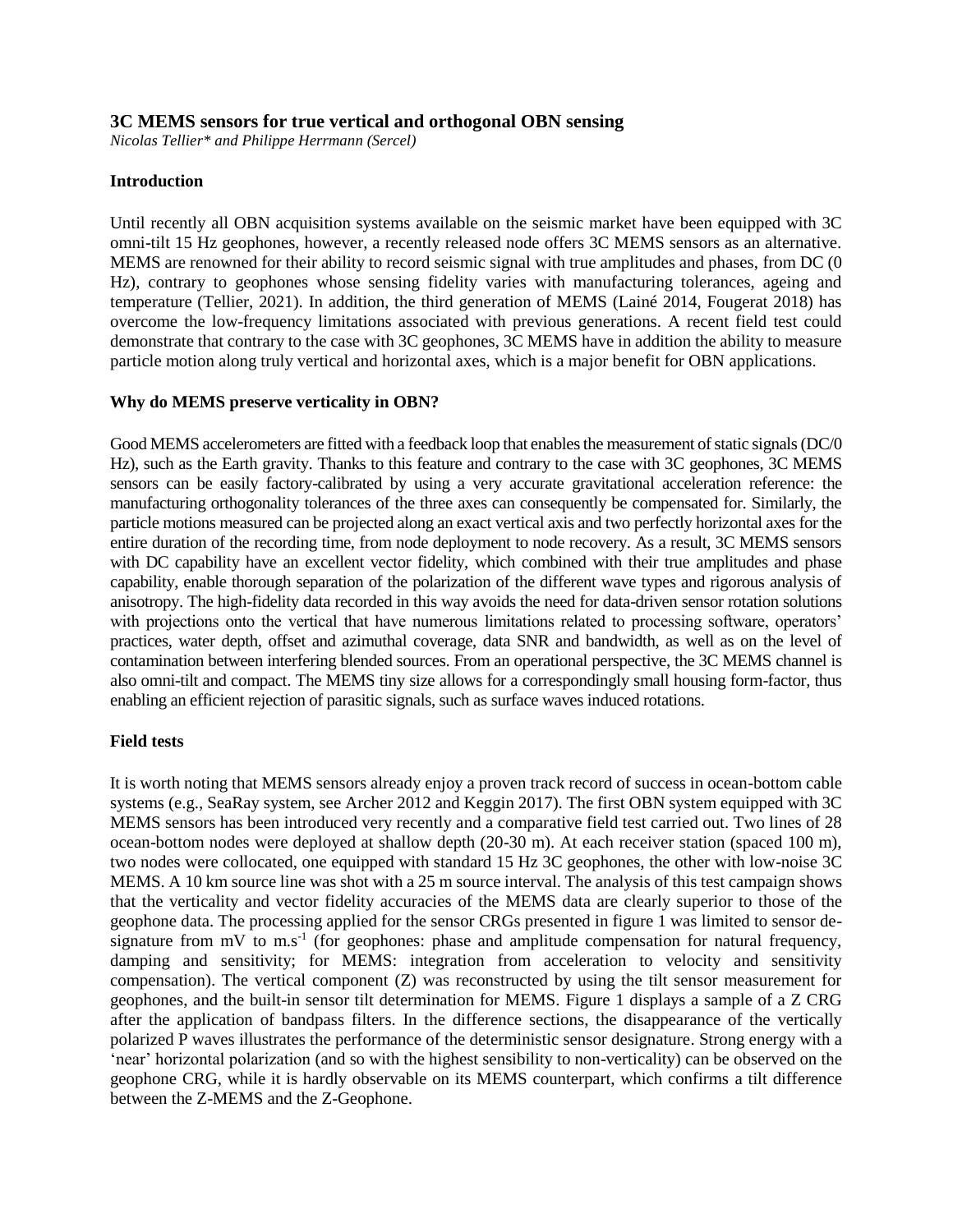## 3C MEMS sensors for true vertical and orthogonal OBN sensing

*Nicolas Tellier\* and Philippe Herrmann (Sercel)*

### Introduction

Until recently all OBN acquisition systems available on the seismic market have been equipped with 3C omni-tilt 15 Hz geophones, however, a recently released node offers 3C MEMS sensors as an alternative. MEMS are renowned for their ability to record seismic signal with true amplitudes and phases, from DC (0 Hz), contrary to geophones whose sensing fidelity varies with manufacturing tolerances, ageing and temperature (Tellier, 2021). In addition, the third generation of MEMS (Lainé 2014, Fougerat 2018) has overcome the low-frequency limitations associated with previous generations. A recent field test could demonstrate that contrary to the case with 3C geophones, 3C MEMS have in addition the ability to measure particle motion along truly vertical and horizontal axes, which is a major benefit for OBN applications.

### Why do MEMS preserve verticality in OBN?

Good MEMS accelerometers are fitted with a feedback loop that enables the measurement of static signals (DC/0 Hz), such as the Earth gravity. Thanks to this feature and contrary to the case with 3C geophones, 3C MEMS sensors can be easily factory-calibrated by using a very accurate gravitational acceleration reference: the manufacturing orthogonality tolerances of the three axes can consequently be compensated for. Similarly, the particle motions measured can be projected along an exact vertical axis and two perfectly horizontal axes for the entire duration of the recording time, from node deployment to node recovery. As a result, 3C MEMS sensors with DC capability have an excellent vector fidelity, which combined with their true amplitudes and phase capability, enable thorough separation of the polarization of the different wave types and rigorous analysis of anisotropy. The high-fidelity data recorded in this way avoids the need for data-driven sensor rotation solutions with projections onto the vertical that have numerous limitations related to processing software, operators' practices, water depth, offset and azimuthal coverage, data SNR and bandwidth, as well as on the level of contamination between interfering blended sources. From an operational perspective, the 3C MEMS channel is also omni-tilt and compact. The MEMS tiny size allows for a correspondingly small housing form-factor, thus enabling an efficient rejection of parasitic signals, such as surface waves induced rotations.

### Field tests

It is worth noting that MEMS sensors already enjoy a proven track record of success in ocean-bottom cable systems (e.g., SeaRay system, see Archer 2012 and Keggin 2017). The first OBN system equipped with 3C MEMS sensors has been introduced very recently and a comparative field test carried out. Two lines of 28 ocean-bottom nodes were deployed at shallow depth (20-30 m). At each receiver station (spaced 100 m), two nodes were collocated, one equipped with standard 15 Hz 3C geophones, the other with low-noise 3C MEMS. A 10 km source line was shot with a 25 m source interval. The analysis of this test campaign shows that the verticality and vector fidelity accuracies of the MEMS data are clearly superior to those of the geophone data. The processing applied for the sensor CRGs presented in figure 1 was limited to sensor de-signature from mV to $m.s^{-1}$ (for geophones: phase and amplitude compensation for natural frequency, damping and sensitivity; for MEMS: integration from acceleration to velocity and sensitivity compensation). The vertical component (Z) was reconstructed by using the tilt sensor measurement for geophones, and the built-in sensor tilt determination for MEMS. Figure 1 displays a sample of a Z CRG after the application of bandpass filters. In the difference sections, the disappearance of the vertically polarized P waves illustrates the performance of the deterministic sensor designature. Strong energy with a 'near' horizontal polarization (and so with the highest sensibility to non-verticality) can be observed on the geophone CRG, while it is hardly observable on its MEMS counterpart, which confirms a tilt difference between the Z-MEMS and the Z-Geophone.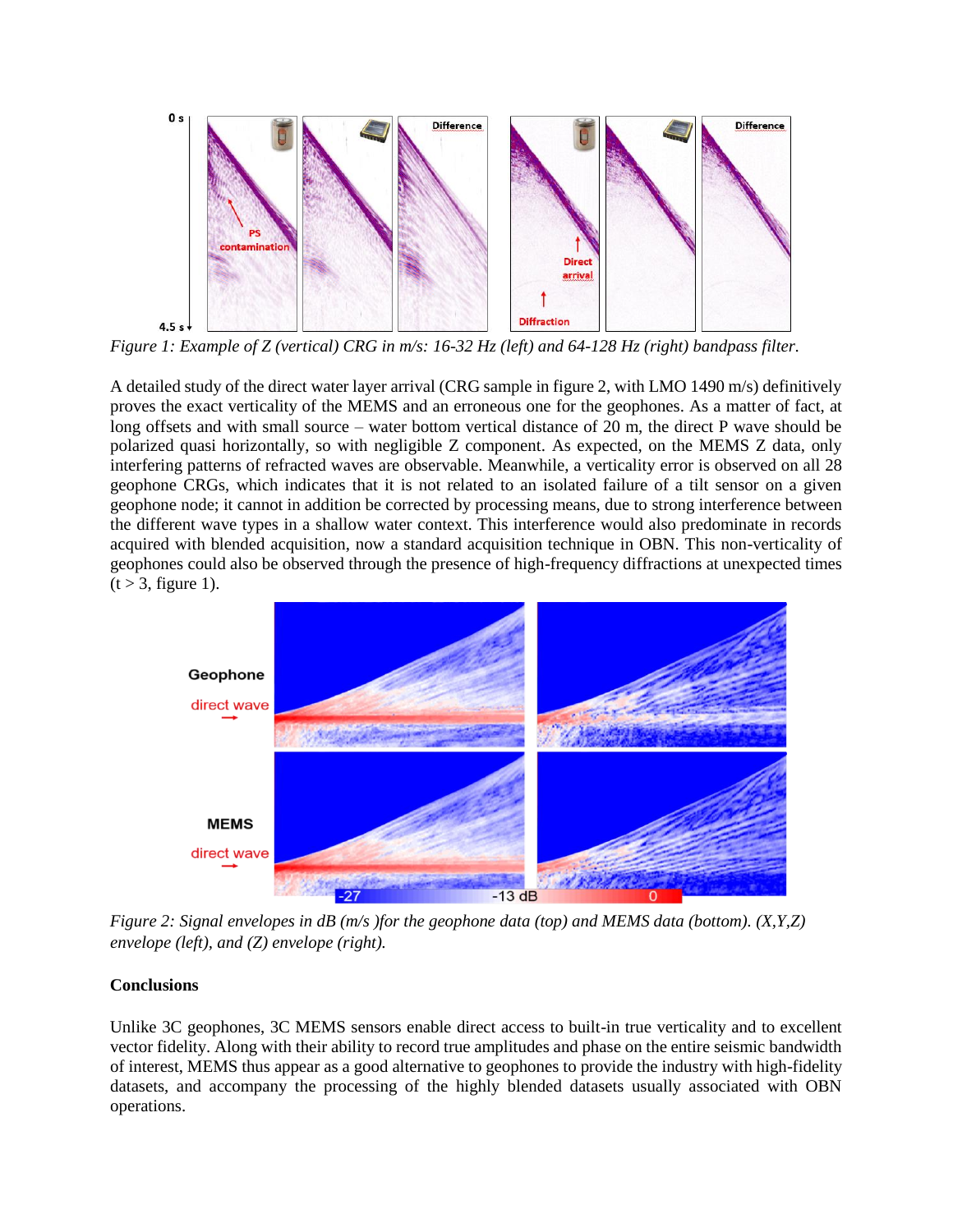*Figure 1: Example of Z (vertical) CRG in m/s: 16-32 Hz (left) and 64-128 Hz (right) bandpass filter.*

A detailed study of the direct water layer arrival (CRG sample in figure 2, with LMO 1490 m/s) definitively proves the exact verticality of the MEMS and an erroneous one for the geophones. As a matter of fact, at long offsets and with small source – water bottom vertical distance of 20 m, the direct P wave should be polarized quasi horizontally, so with negligible Z component. As expected, on the MEMS Z data, only interfering patterns of refracted waves are observable. Meanwhile, a verticality error is observed on all 28 geophone CRGs, which indicates that it is not related to an isolated failure of a tilt sensor on a given geophone node; it cannot in addition be corrected by processing means, due to strong interference between the different wave types in a shallow water context. This interference would also predominate in records acquired with blended acquisition, now a standard acquisition technique in OBN. This non-verticality of geophones could also be observed through the presence of high-frequency diffractions at unexpected times ($t > 3$, figure 1).

*Figure 2: Signal envelopes in dB (m/s )for the geophone data (top) and MEMS data (bottom). (X,Y,Z) envelope (left), and (Z) envelope (right).*

## Conclusions

Unlike 3C geophones, 3C MEMS sensors enable direct access to built-in true verticality and to excellent vector fidelity. Along with their ability to record true amplitudes and phase on the entire seismic bandwidth of interest, MEMS thus appear as a good alternative to geophones to provide the industry with high-fidelity datasets, and accompany the processing of the highly blended datasets usually associated with OBN operations.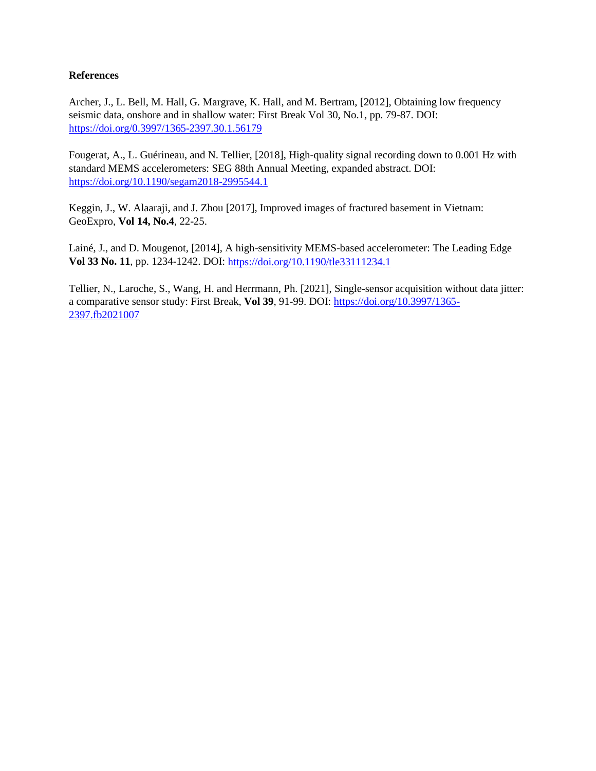**References**

Archer, J., L. Bell, M. Hall, G. Margrave, K. Hall, and M. Bertram, [2012], Obtaining low frequency seismic data, onshore and in shallow water: First Break Vol 30, No.1, pp. 79-87. DOI: https://doi.org/0.3997/1365-2397.30.1.56179

Fougerat, A., L. Guérineau, and N. Tellier, [2018], High-quality signal recording down to 0.001 Hz with standard MEMS accelerometers: SEG 88th Annual Meeting, expanded abstract. DOI: https://doi.org/10.1190/segam2018-2995544.1

Keggin, J., W. Alaaraji, and J. Zhou [2017], Improved images of fractured basement in Vietnam: GeoExpro, **Vol 14, No.4**, 22-25.

Lainé, J., and D. Mougenot, [2014], A high-sensitivity MEMS-based accelerometer: The Leading Edge **Vol 33 No. 11**, pp. 1234-1242. DOI: https://doi.org/10.1190/tle33111234.1

Tellier, N., Laroche, S., Wang, H. and Herrmann, Ph. [2021], Single-sensor acquisition without data jitter: a comparative sensor study: First Break, **Vol 39**, 91-99. DOI: https://doi.org/10.3997/1365-2397.fb2021007